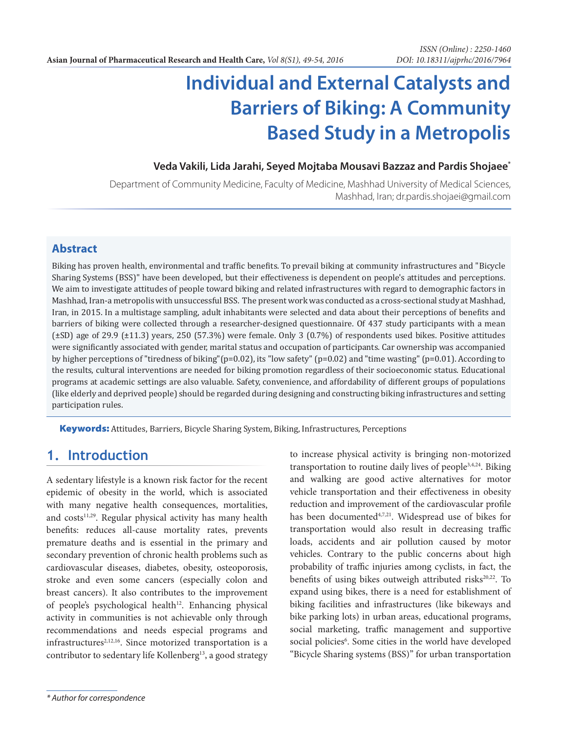# Individual and External Catalysts and Barriers of Biking: A Community Based Study in a Metropolis

**Veda Vakili, Lida Jarahi, Seyed Mojtaba Mousavi Bazzaz and Pardis Shojaee***

Department of Community Medicine, Faculty of Medicine, Mashhad University of Medical Sciences, Mashhad, Iran; dr.pardis.shojaei@gmail.com

## Abstract

Biking has proven health, environmental and traffic benefits. To prevail biking at community infrastructures and "Bicycle Sharing Systems (BSS)" have been developed, but their effectiveness is dependent on people's attitudes and perceptions. We aim to investigate attitudes of people toward biking and related infrastructures with regard to demographic factors in Mashhad, Iran-a metropolis with unsuccessful BSS. The present work was conducted as a cross-sectional study at Mashhad, Iran, in 2015. In a multistage sampling, adult inhabitants were selected and data about their perceptions of benefits and barriers of biking were collected through a researcher-designed questionnaire. Of 437 study participants with a mean (±SD) age of 29.9 (±11.3) years, 250 (57.3%) were female. Only 3 (0.7%) of respondents used bikes. Positive attitudes were significantly associated with gender, marital status and occupation of participants. Car ownership was accompanied by higher perceptions of "tiredness of biking"(p=0.02), its "low safety" (p=0.02) and "time wasting" (p=0.01). According to the results, cultural interventions are needed for biking promotion regardless of their socioeconomic status. Educational programs at academic settings are also valuable. Safety, convenience, and affordability of different groups of populations (like elderly and deprived people) should be regarded during designing and constructing biking infrastructures and setting participation rules.

**Keywords:** Attitudes, Barriers, Bicycle Sharing System, Biking, Infrastructures, Perceptions

## 1. Introduction

A sedentary lifestyle is a known risk factor for the recent epidemic of obesity in the world, which is associated with many negative health consequences, mortalities, and costs[11,29]. Regular physical activity has many health benefits: reduces all-cause mortality rates, prevents premature deaths and is essential in the primary and secondary prevention of chronic health problems such as cardiovascular diseases, diabetes, obesity, osteoporosis, stroke and even some cancers (especially colon and breast cancers). It also contributes to the improvement of people's psychological health[12]. Enhancing physical activity in communities is not achievable only through recommendations and needs especial programs and infrastructures[2,12,16]. Since motorized transportation is a contributor to sedentary life Kollenberg[13], a good strategy to increase physical activity is bringing non-motorized transportation to routine daily lives of people[3,4,24]. Biking and walking are good active alternatives for motor vehicle transportation and their effectiveness in obesity reduction and improvement of the cardiovascular profile has been documented[4,7,21]. Widespread use of bikes for transportation would also result in decreasing traffic loads, accidents and air pollution caused by motor vehicles. Contrary to the public concerns about high probability of traffic injuries among cyclists, in fact, the benefits of using bikes outweigh attributed risks[20,22]. To expand using bikes, there is a need for establishment of biking facilities and infrastructures (like bikeways and bike parking lots) in urban areas, educational programs, social marketing, traffic management and supportive social policies[6]. Some cities in the world have developed "Bicycle Sharing systems (BSS)" for urban transportation

\* *Author for correspondence*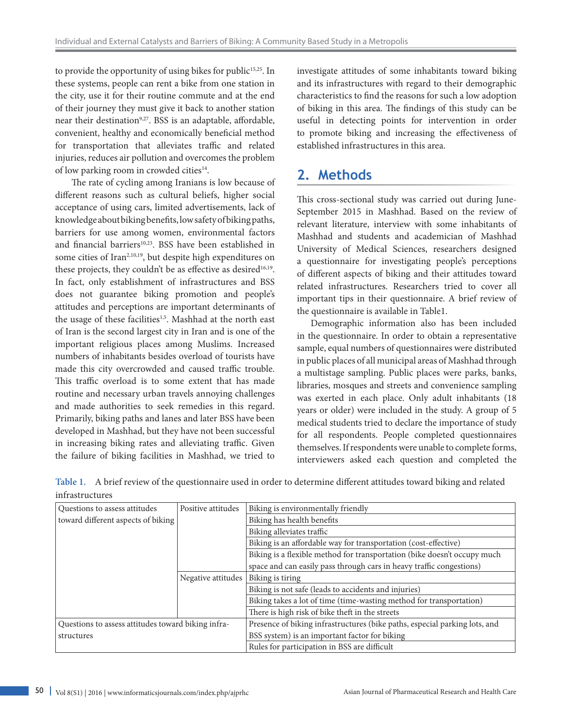to provide the opportunity of using bikes for public[15,25]. In these systems, people can rent a bike from one station in the city, use it for their routine commute and at the end of their journey they must give it back to another station near their destination[9,27]. BSS is an adaptable, affordable, convenient, healthy and economically beneficial method for transportation that alleviates traffic and related injuries, reduces air pollution and overcomes the problem of low parking room in crowded cities[14].

The rate of cycling among Iranians is low because of different reasons such as cultural beliefs, higher social acceptance of using cars, limited advertisements, lack of knowledge about biking benefits, low safety of biking paths, barriers for use among women, environmental factors and financial barriers[10,23]. BSS have been established in some cities of Iran[2,10,19], but despite high expenditures on these projects, they couldn't be as effective as desired[16,19]. In fact, only establishment of infrastructures and BSS does not guarantee biking promotion and people's attitudes and perceptions are important determinants of the usage of these facilities[1,5]. Mashhad at the north east of Iran is the second largest city in Iran and is one of the important religious places among Muslims. Increased numbers of inhabitants besides overload of tourists have made this city overcrowded and caused traffic trouble. This traffic overload is to some extent that has made routine and necessary urban travels annoying challenges and made authorities to seek remedies in this regard. Primarily, biking paths and lanes and later BSS have been developed in Mashhad, but they have not been successful in increasing biking rates and alleviating traffic. Given the failure of biking facilities in Mashhad, we tried to investigate attitudes of some inhabitants toward biking and its infrastructures with regard to their demographic characteristics to find the reasons for such a low adoption of biking in this area. The findings of this study can be useful in detecting points for intervention in order to promote biking and increasing the effectiveness of established infrastructures in this area.

## 2. Methods

This cross-sectional study was carried out during June-September 2015 in Mashhad. Based on the review of relevant literature, interview with some inhabitants of Mashhad and students and academician of Mashhad University of Medical Sciences, researchers designed a questionnaire for investigating people's perceptions of different aspects of biking and their attitudes toward related infrastructures. Researchers tried to cover all important tips in their questionnaire. A brief review of the questionnaire is available in Table1.

Demographic information also has been included in the questionnaire. In order to obtain a representative sample, equal numbers of questionnaires were distributed in public places of all municipal areas of Mashhad through a multistage sampling. Public places were parks, banks, libraries, mosques and streets and convenience sampling was exerted in each place. Only adult inhabitants (18 years or older) were included in the study. A group of 5 medical students tried to declare the importance of study for all respondents. People completed questionnaires themselves. If respondents were unable to complete forms, interviewers asked each question and completed the

**Table 1.** A brief review of the questionnaire used in order to determine different attitudes toward biking and related infrastructures

| | | |
|---|---|---|
| Questions to assess attitudes toward different aspects of biking | Positive attitudes | Biking is environmentally friendly |
| | | Biking has health benefits |
| | | Biking alleviates traffic |
| | | Biking is an affordable way for transportation (cost-effective) |
| | | Biking is a flexible method for transportation (bike doesn't occupy much space and can easily pass through cars in heavy traffic congestions) |
| | Negative attitudes | Biking is tiring |
| | | Biking is not safe (leads to accidents and injuries) |
| | | Biking takes a lot of time (time-wasting method for transportation) |
| | | There is high risk of bike theft in the streets |
| Questions to assess attitudes toward biking infrastructures | | Presence of biking infrastructures (bike paths, especial parking lots, and BSS system) is an important factor for biking |
| | | Rules for participation in BSS are difficult |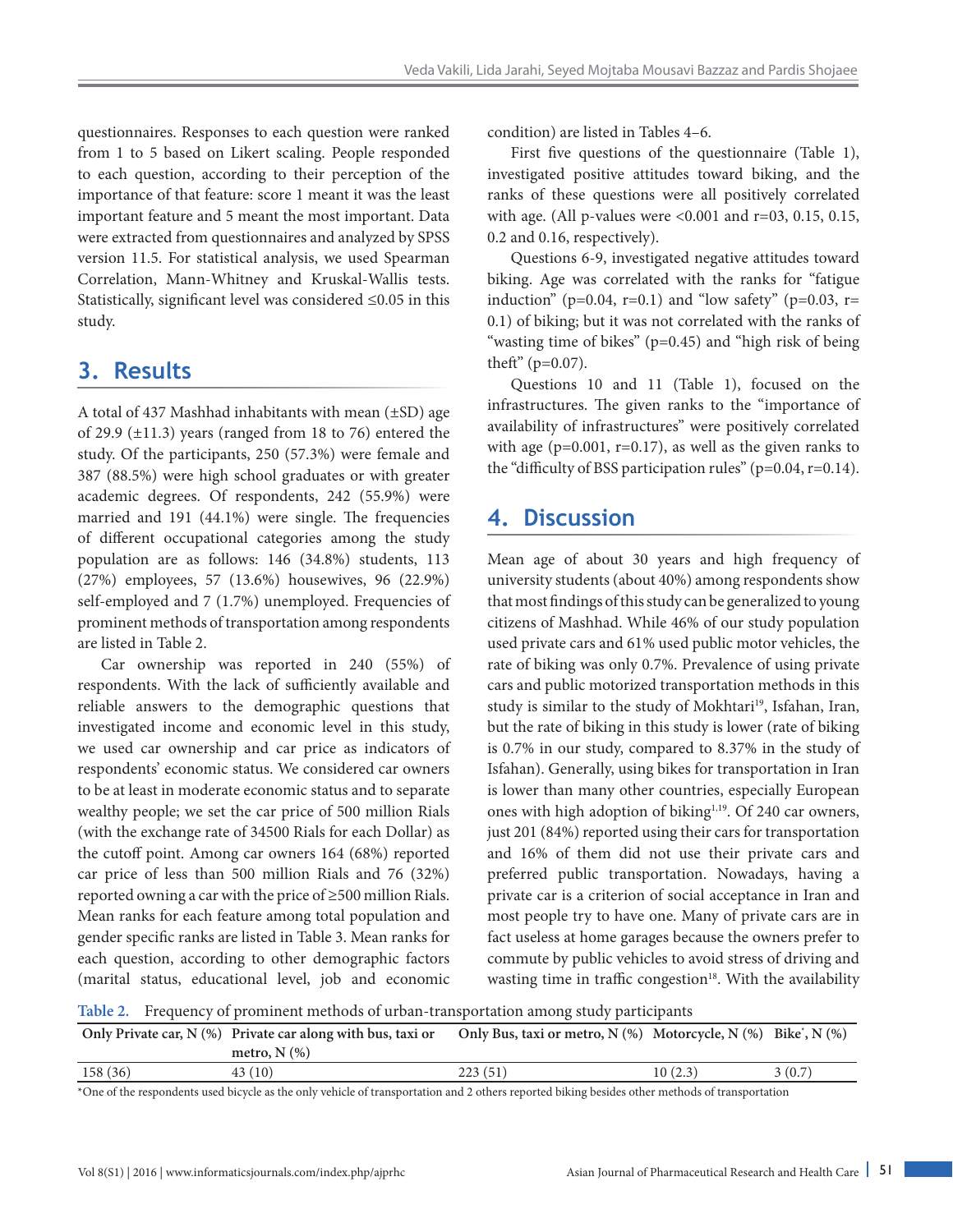questionnaires. Responses to each question were ranked from 1 to 5 based on Likert scaling. People responded to each question, according to their perception of the importance of that feature: score 1 meant it was the least important feature and 5 meant the most important. Data were extracted from questionnaires and analyzed by SPSS version 11.5. For statistical analysis, we used Spearman Correlation, Mann-Whitney and Kruskal-Wallis tests. Statistically, significant level was considered ≤0.05 in this study.

## 3. Results

A total of 437 Mashhad inhabitants with mean (±SD) age of 29.9 (±11.3) years (ranged from 18 to 76) entered the study. Of the participants, 250 (57.3%) were female and 387 (88.5%) were high school graduates or with greater academic degrees. Of respondents, 242 (55.9%) were married and 191 (44.1%) were single. The frequencies of different occupational categories among the study population are as follows: 146 (34.8%) students, 113 (27%) employees, 57 (13.6%) housewives, 96 (22.9%) self-employed and 7 (1.7%) unemployed. Frequencies of prominent methods of transportation among respondents are listed in Table 2.

Car ownership was reported in 240 (55%) of respondents. With the lack of sufficiently available and reliable answers to the demographic questions that investigated income and economic level in this study, we used car ownership and car price as indicators of respondents' economic status. We considered car owners to be at least in moderate economic status and to separate wealthy people; we set the car price of 500 million Rials (with the exchange rate of 34500 Rials for each Dollar) as the cutoff point. Among car owners 164 (68%) reported car price of less than 500 million Rials and 76 (32%) reported owning a car with the price of ≥500 million Rials. Mean ranks for each feature among total population and gender specific ranks are listed in Table 3. Mean ranks for each question, according to other demographic factors (marital status, educational level, job and economic condition) are listed in Tables 4–6.

First five questions of the questionnaire (Table 1), investigated positive attitudes toward biking, and the ranks of these questions were all positively correlated with age. (All p-values were <0.001 and r=03, 0.15, 0.15, 0.2 and 0.16, respectively).

Questions 6-9, investigated negative attitudes toward biking. Age was correlated with the ranks for "fatigue induction" (p=0.04, r=0.1) and "low safety" (p=0.03, r= 0.1) of biking; but it was not correlated with the ranks of "wasting time of bikes" (p=0.45) and "high risk of being theft" (p=0.07).

Questions 10 and 11 (Table 1), focused on the infrastructures. The given ranks to the "importance of availability of infrastructures" were positively correlated with age (p=0.001, r=0.17), as well as the given ranks to the "difficulty of BSS participation rules" (p=0.04, r=0.14).

## 4. Discussion

Mean age of about 30 years and high frequency of university students (about 40%) among respondents show that most findings of this study can be generalized to young citizens of Mashhad. While 46% of our study population used private cars and 61% used public motor vehicles, the rate of biking was only 0.7%. Prevalence of using private cars and public motorized transportation methods in this study is similar to the study of Mokhtari[19], Isfahan, Iran, but the rate of biking in this study is lower (rate of biking is 0.7% in our study, compared to 8.37% in the study of Isfahan). Generally, using bikes for transportation in Iran is lower than many other countries, especially European ones with high adoption of biking[1,19]. Of 240 car owners, just 201 (84%) reported using their cars for transportation and 16% of them did not use their private cars and preferred public transportation. Nowadays, having a private car is a criterion of social acceptance in Iran and most people try to have one. Many of private cars are in fact useless at home garages because the owners prefer to commute by public vehicles to avoid stress of driving and wasting time in traffic congestion[18]. With the availability

**Table 2.** Frequency of prominent methods of urban-transportation among study participants

| Only Private car, N (%) | Private car along with bus, taxi or metro, N (%) | Only Bus, taxi or metro, N (%) | Motorcycle, N (%) | Bike*, N (%) |
|---|---|---|---|---|
| 158 (36) | 43 (10) | 223 (51) | 10 (2.3) | 3 (0.7) |

*One of the respondents used bicycle as the only vehicle of transportation and 2 others reported biking besides other methods of transportation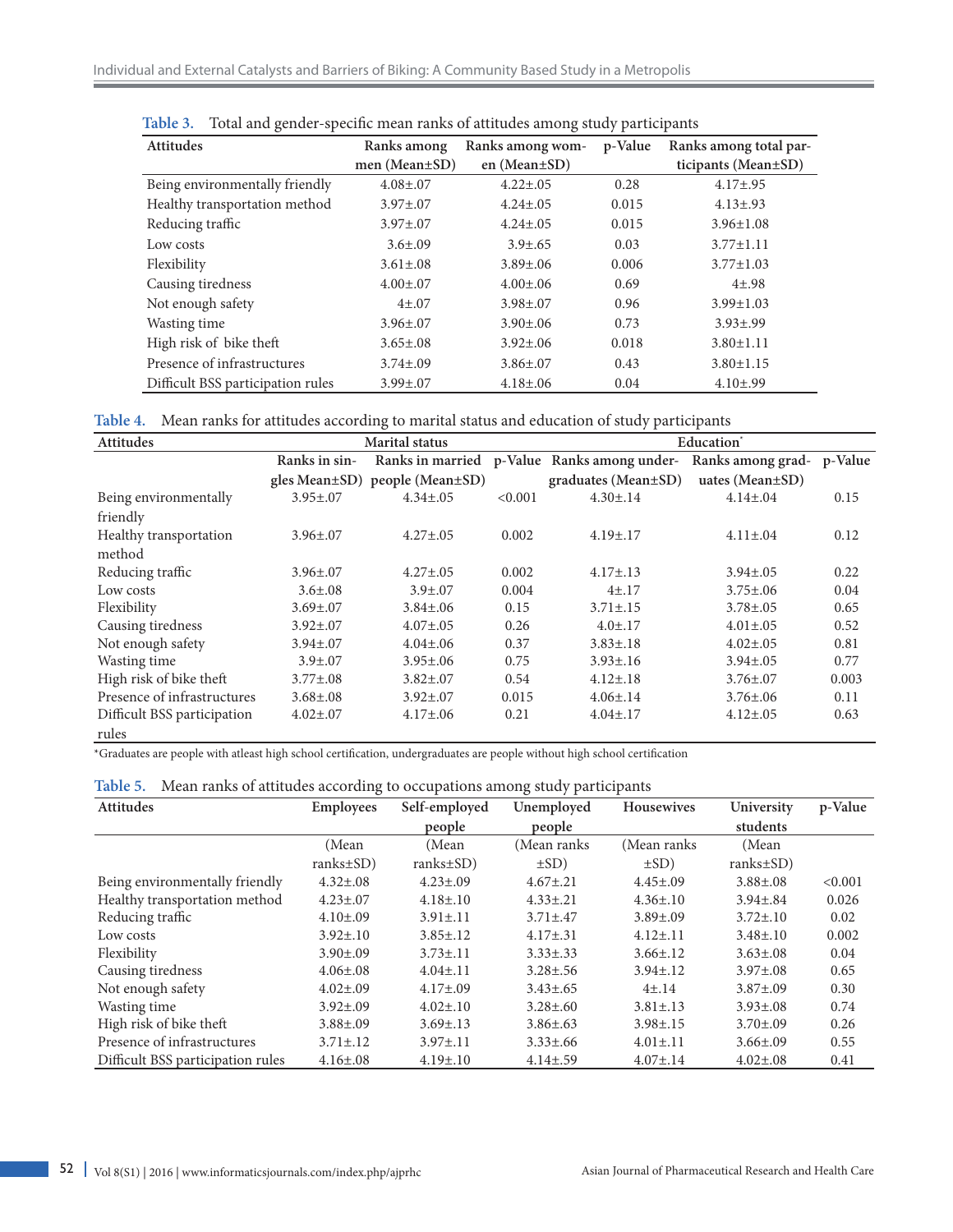**Table 3.** Total and gender-specific mean ranks of attitudes among study participants

| Attitudes | Ranks among men (Mean±SD) | Ranks among women (Mean±SD) | p-Value | Ranks among total participants (Mean±SD) |
|---|---|---|---|---|
| Being environmentally friendly | 4.08±.07 | 4.22±.05 | 0.28 | 4.17±.95 |
| Healthy transportation method | 3.97±.07 | 4.24±.05 | 0.015 | 4.13±.93 |
| Reducing traffic | 3.97±.07 | 4.24±.05 | 0.015 | 3.96±1.08 |
| Low costs | 3.6±.09 | 3.9±.65 | 0.03 | 3.77±1.11 |
| Flexibility | 3.61±.08 | 3.89±.06 | 0.006 | 3.77±1.03 |
| Causing tiredness | 4.00±.07 | 4.00±.06 | 0.69 | 4±.98 |
| Not enough safety | 4±.07 | 3.98±.07 | 0.96 | 3.99±1.03 |
| Wasting time | 3.96±.07 | 3.90±.06 | 0.73 | 3.93±.99 |
| High risk of bike theft | 3.65±.08 | 3.92±.06 | 0.018 | 3.80±1.11 |
| Presence of infrastructures | 3.74±.09 | 3.86±.07 | 0.43 | 3.80±1.15 |
| Difficult BSS participation rules | 3.99±.07 | 4.18±.06 | 0.04 | 4.10±.99 |

**Table 4.** Mean ranks for attitudes according to marital status and education of study participants

| Attitudes | Marital status | | | Education* | | |
|---|---|---|---|---|---|---|
| | Ranks in singles Mean±SD) | Ranks in married people (Mean±SD) | p-Value | Ranks among undergraduates (Mean±SD) | Ranks among graduates (Mean±SD) | p-Value |
| Being environmentally friendly | 3.95±.07 | 4.34±.05 | <0.001 | 4.30±.14 | 4.14±.04 | 0.15 |
| Healthy transportation method | 3.96±.07 | 4.27±.05 | 0.002 | 4.19±.17 | 4.11±.04 | 0.12 |
| Reducing traffic | 3.96±.07 | 4.27±.05 | 0.002 | 4.17±.13 | 3.94±.05 | 0.22 |
| Low costs | 3.6±.08 | 3.9±.07 | 0.004 | 4±.17 | 3.75±.06 | 0.04 |
| Flexibility | 3.69±.07 | 3.84±.06 | 0.15 | 3.71±.15 | 3.78±.05 | 0.65 |
| Causing tiredness | 3.92±.07 | 4.07±.05 | 0.26 | 4.0±.17 | 4.01±.05 | 0.52 |
| Not enough safety | 3.94±.07 | 4.04±.06 | 0.37 | 3.83±.18 | 4.02±.05 | 0.81 |
| Wasting time | 3.9±.07 | 3.95±.06 | 0.75 | 3.93±.16 | 3.94±.05 | 0.77 |
| High risk of bike theft | 3.77±.08 | 3.82±.07 | 0.54 | 4.12±.18 | 3.76±.07 | 0.003 |
| Presence of infrastructures | 3.68±.08 | 3.92±.07 | 0.015 | 4.06±.14 | 3.76±.06 | 0.11 |
| Difficult BSS participation rules | 4.02±.07 | 4.17±.06 | 0.21 | 4.04±.17 | 4.12±.05 | 0.63 |

*Graduates are people with atleast high school certification, undergraduates are people without high school certification

**Table 5.** Mean ranks of attitudes according to occupations among study participants

| Attitudes | Employees | Self-employed people | Unemployed people | Housewives | University students | p-Value |
|---|---|---|---|---|---|---|
| | (Mean ranks±SD) | (Mean ranks±SD) | (Mean ranks ±SD) | (Mean ranks ±SD) | (Mean ranks±SD) | |
| Being environmentally friendly | 4.32±.08 | 4.23±.09 | 4.67±.21 | 4.45±.09 | 3.88±.08 | <0.001 |
| Healthy transportation method | 4.23±.07 | 4.18±.10 | 4.33±.21 | 4.36±.10 | 3.94±.84 | 0.026 |
| Reducing traffic | 4.10±.09 | 3.91±.11 | 3.71±.47 | 3.89±.09 | 3.72±.10 | 0.02 |
| Low costs | 3.92±.10 | 3.85±.12 | 4.17±.31 | 4.12±.11 | 3.48±.10 | 0.002 |
| Flexibility | 3.90±.09 | 3.73±.11 | 3.33±.33 | 3.66±.12 | 3.63±.08 | 0.04 |
| Causing tiredness | 4.06±.08 | 4.04±.11 | 3.28±.56 | 3.94±.12 | 3.97±.08 | 0.65 |
| Not enough safety | 4.02±.09 | 4.17±.09 | 3.43±.65 | 4±.14 | 3.87±.09 | 0.30 |
| Wasting time | 3.92±.09 | 4.02±.10 | 3.28±.60 | 3.81±.13 | 3.93±.08 | 0.74 |
| High risk of bike theft | 3.88±.09 | 3.69±.13 | 3.86±.63 | 3.98±.15 | 3.70±.09 | 0.26 |
| Presence of infrastructures | 3.71±.12 | 3.97±.11 | 3.33±.66 | 4.01±.11 | 3.66±.09 | 0.55 |
| Difficult BSS participation rules | 4.16±.08 | 4.19±.10 | 4.14±.59 | 4.07±.14 | 4.02±.08 | 0.41 |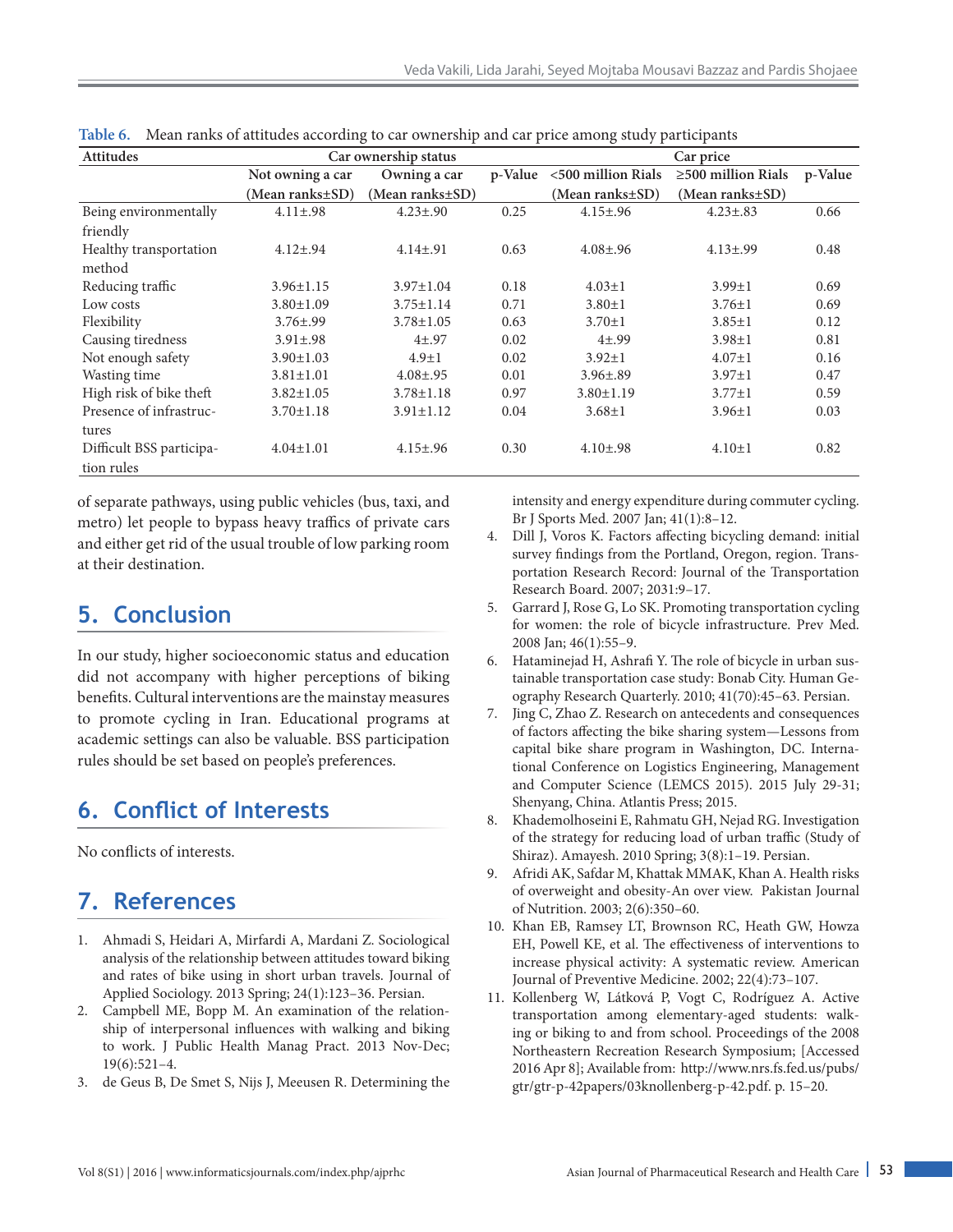**Table 6.** Mean ranks of attitudes according to car ownership and car price among study participants

| Attitudes | Car ownership status | | | Car price | | |
|---|---|---|---|---|---|---|
| | Not owning a car (Mean ranks±SD) | Owning a car (Mean ranks±SD) | p-Value | <500 million Rials (Mean ranks±SD) | ≥500 million Rials (Mean ranks±SD) | p-Value |
| Being environmentally friendly | 4.11±.98 | 4.23±.90 | 0.25 | 4.15±.96 | 4.23±.83 | 0.66 |
| Healthy transportation method | 4.12±.94 | 4.14±.91 | 0.63 | 4.08±.96 | 4.13±.99 | 0.48 |
| Reducing traffic | 3.96±1.15 | 3.97±1.04 | 0.18 | 4.03±1 | 3.99±1 | 0.69 |
| Low costs | 3.80±1.09 | 3.75±1.14 | 0.71 | 3.80±1 | 3.76±1 | 0.69 |
| Flexibility | 3.76±.99 | 3.78±1.05 | 0.63 | 3.70±1 | 3.85±1 | 0.12 |
| Causing tiredness | 3.91±.98 | 4±.97 | 0.02 | 4±.99 | 3.98±1 | 0.81 |
| Not enough safety | 3.90±1.03 | 4.9±1 | 0.02 | 3.92±1 | 4.07±1 | 0.16 |
| Wasting time | 3.81±1.01 | 4.08±.95 | 0.01 | 3.96±.89 | 3.97±1 | 0.47 |
| High risk of bike theft | 3.82±1.05 | 3.78±1.18 | 0.97 | 3.80±1.19 | 3.77±1 | 0.59 |
| Presence of infrastructures | 3.70±1.18 | 3.91±1.12 | 0.04 | 3.68±1 | 3.96±1 | 0.03 |
| Difficult BSS participation rules | 4.04±1.01 | 4.15±.96 | 0.30 | 4.10±.98 | 4.10±1 | 0.82 |

of separate pathways, using public vehicles (bus, taxi, and metro) let people to bypass heavy traffics of private cars and either get rid of the usual trouble of low parking room at their destination.

## 5. Conclusion

In our study, higher socioeconomic status and education did not accompany with higher perceptions of biking benefits. Cultural interventions are the mainstay measures to promote cycling in Iran. Educational programs at academic settings can also be valuable. BSS participation rules should be set based on people's preferences.

## 6. Conflict of Interests

No conflicts of interests.

## 7. References

1. Ahmadi S, Heidari A, Mirfardi A, Mardani Z. Sociological analysis of the relationship between attitudes toward biking and rates of bike using in short urban travels. Journal of Applied Sociology. 2013 Spring; 24(1):123–36. Persian.
2. Campbell ME, Bopp M. An examination of the relationship of interpersonal influences with walking and biking to work. J Public Health Manag Pract. 2013 Nov-Dec; 19(6):521–4.
3. de Geus B, De Smet S, Nijs J, Meeusen R. Determining the intensity and energy expenditure during commuter cycling. Br J Sports Med. 2007 Jan; 41(1):8–12.
4. Dill J, Voros K. Factors affecting bicycling demand: initial survey findings from the Portland, Oregon, region. Transportation Research Record: Journal of the Transportation Research Board. 2007; 2031:9–17.
5. Garrard J, Rose G, Lo SK. Promoting transportation cycling for women: the role of bicycle infrastructure. Prev Med. 2008 Jan; 46(1):55–9.
6. Hataminejad H, Ashrafi Y. The role of bicycle in urban sustainable transportation case study: Bonab City. Human Geography Research Quarterly. 2010; 41(70):45–63. Persian.
7. Jing C, Zhao Z. Research on antecedents and consequences of factors affecting the bike sharing system—Lessons from capital bike share program in Washington, DC. International Conference on Logistics Engineering, Management and Computer Science (LEMCS 2015). 2015 July 29-31; Shenyang, China. Atlantis Press; 2015.
8. Khademolhoseini E, Rahmatu GH, Nejad RG. Investigation of the strategy for reducing load of urban traffic (Study of Shiraz). Amayesh. 2010 Spring; 3(8):1–19. Persian.
9. Afridi AK, Safdar M, Khattak MMAK, Khan A. Health risks of overweight and obesity-An over view. Pakistan Journal of Nutrition. 2003; 2(6):350–60.
10. Khan EB, Ramsey LT, Brownson RC, Heath GW, Howza EH, Powell KE, et al. The effectiveness of interventions to increase physical activity: A systematic review. American Journal of Preventive Medicine. 2002; 22(4):73–107.
11. Kollenberg W, Látková P, Vogt C, Rodríguez A. Active transportation among elementary-aged students: walking or biking to and from school. Proceedings of the 2008 Northeastern Recreation Research Symposium; [Accessed 2016 Apr 8]; Available from: http://www.nrs.fs.fed.us/pubs/gtr/gtr-p-42papers/03knollenberg-p-42.pdf. p. 15–20.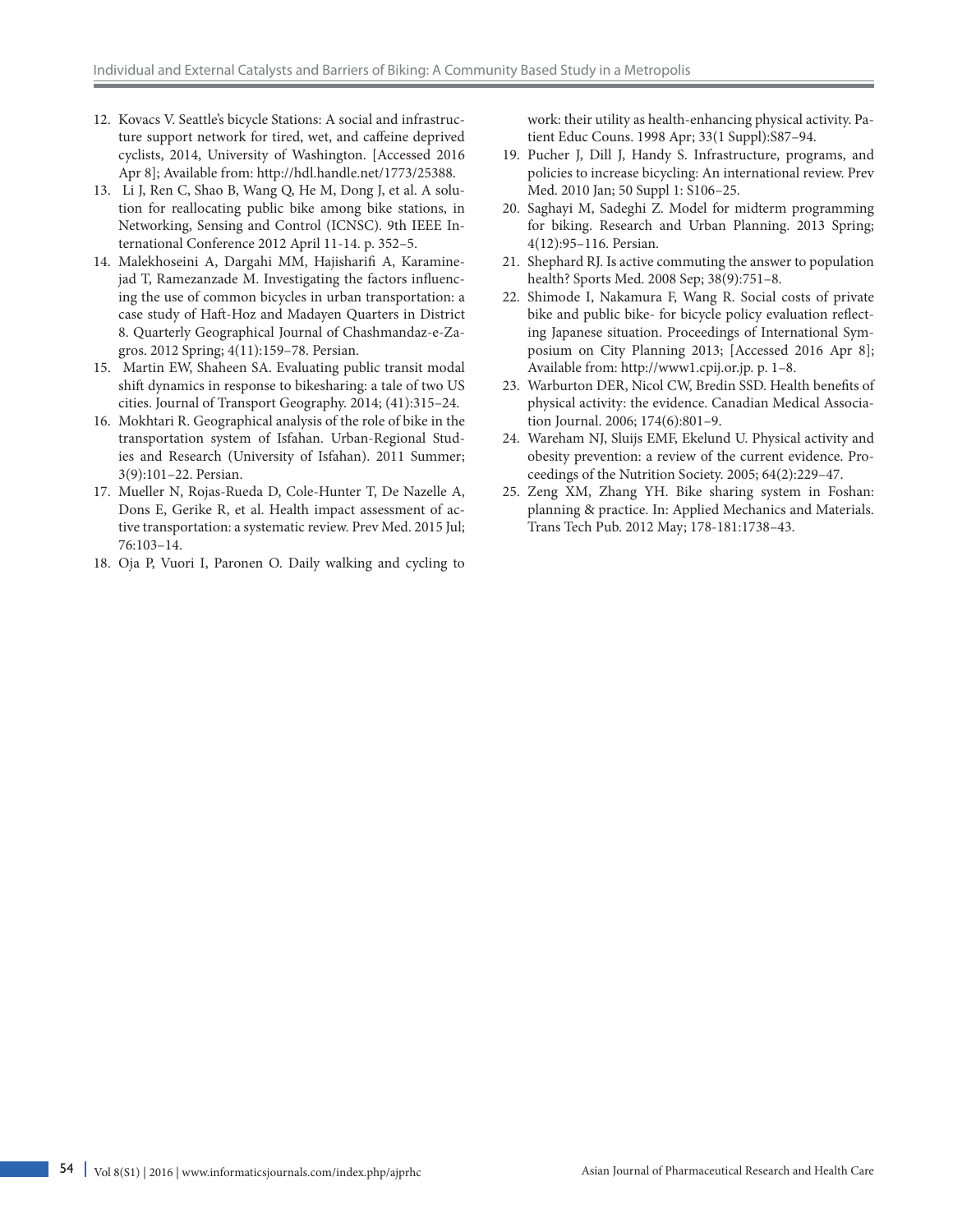12. Kovacs V. Seattle's bicycle Stations: A social and infrastructure support network for tired, wet, and caffeine deprived cyclists, 2014, University of Washington. [Accessed 2016 Apr 8]; Available from: http://hdl.handle.net/1773/25388.
13. Li J, Ren C, Shao B, Wang Q, He M, Dong J, et al. A solution for reallocating public bike among bike stations, in Networking, Sensing and Control (ICNSC). 9th IEEE International Conference 2012 April 11-14. p. 352–5.
14. Malekhoseini A, Dargahi MM, Hajisharifi A, Karaminejad T, Ramezanzade M. Investigating the factors influencing the use of common bicycles in urban transportation: a case study of Haft-Hoz and Madayen Quarters in District 8. Quarterly Geographical Journal of Chashmandaz-e-Zagros. 2012 Spring; 4(11):159–78. Persian.
15. Martin EW, Shaheen SA. Evaluating public transit modal shift dynamics in response to bikesharing: a tale of two US cities. Journal of Transport Geography. 2014; (41):315–24.
16. Mokhtari R. Geographical analysis of the role of bike in the transportation system of Isfahan. Urban-Regional Studies and Research (University of Isfahan). 2011 Summer; 3(9):101–22. Persian.
17. Mueller N, Rojas-Rueda D, Cole-Hunter T, De Nazelle A, Dons E, Gerike R, et al. Health impact assessment of active transportation: a systematic review. Prev Med. 2015 Jul; 76:103–14.
18. Oja P, Vuori I, Paronen O. Daily walking and cycling to work: their utility as health-enhancing physical activity. Patient Educ Couns. 1998 Apr; 33(1 Suppl):S87–94.
19. Pucher J, Dill J, Handy S. Infrastructure, programs, and policies to increase bicycling: An international review. Prev Med. 2010 Jan; 50 Suppl 1: S106–25.
20. Saghayi M, Sadeghi Z. Model for midterm programming for biking. Research and Urban Planning. 2013 Spring; 4(12):95–116. Persian.
21. Shephard RJ. Is active commuting the answer to population health? Sports Med. 2008 Sep; 38(9):751–8.
22. Shimode I, Nakamura F, Wang R. Social costs of private bike and public bike- for bicycle policy evaluation reflecting Japanese situation. Proceedings of International Symposium on City Planning 2013; [Accessed 2016 Apr 8]; Available from: http://www1.cpij.or.jp. p. 1–8.
23. Warburton DER, Nicol CW, Bredin SSD. Health benefits of physical activity: the evidence. Canadian Medical Association Journal. 2006; 174(6):801–9.
24. Wareham NJ, Sluijs EMF, Ekelund U. Physical activity and obesity prevention: a review of the current evidence. Proceedings of the Nutrition Society. 2005; 64(2):229–47.
25. Zeng XM, Zhang YH. Bike sharing system in Foshan: planning & practice. In: Applied Mechanics and Materials. Trans Tech Pub. 2012 May; 178-181:1738–43.